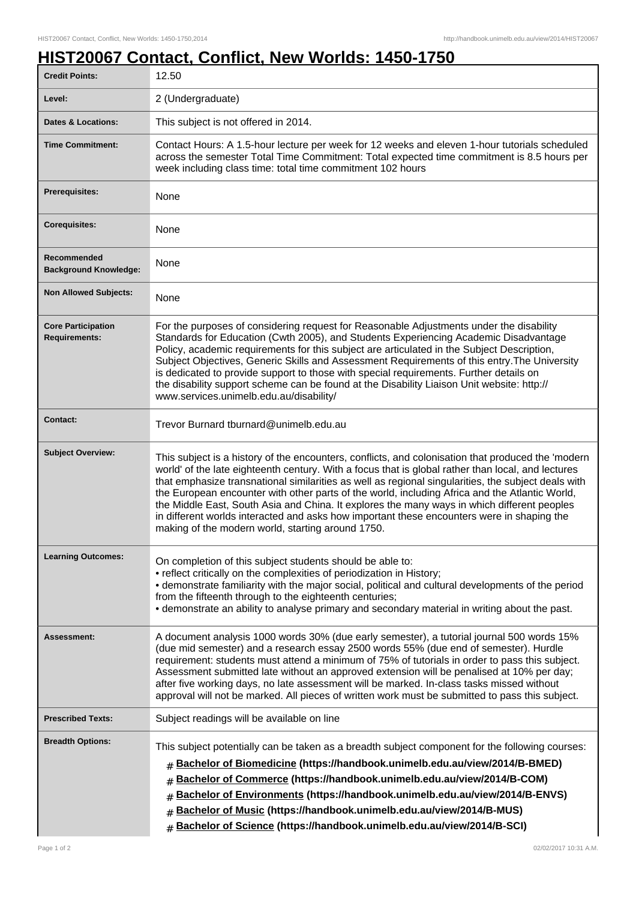# HIST20067 Contact, Conflict, New Worlds: 1450-1750

| | |
|---|---|
| **Credit Points:** | 12.50 |
| **Level:** | 2 (Undergraduate) |
| **Dates & Locations:** | This subject is not offered in 2014. |
| **Time Commitment:** | Contact Hours: A 1.5-hour lecture per week for 12 weeks and eleven 1-hour tutorials scheduled across the semester Total Time Commitment: Total expected time commitment is 8.5 hours per week including class time: total time commitment 102 hours |
| **Prerequisites:** | None |
| **Corequisites:** | None |
| **Recommended Background Knowledge:** | None |
| **Non Allowed Subjects:** | None |
| **Core Participation Requirements:** | For the purposes of considering request for Reasonable Adjustments under the disability Standards for Education (Cwth 2005), and Students Experiencing Academic Disadvantage Policy, academic requirements for this subject are articulated in the Subject Description, Subject Objectives, Generic Skills and Assessment Requirements of this entry.The University is dedicated to provide support to those with special requirements. Further details on the disability support scheme can be found at the Disability Liaison Unit website: http://www.services.unimelb.edu.au/disability/ |
| **Contact:** | Trevor Burnard tburnard@unimelb.edu.au |
| **Subject Overview:** | This subject is a history of the encounters, conflicts, and colonisation that produced the 'modern world' of the late eighteenth century. With a focus that is global rather than local, and lectures that emphasize transnational similarities as well as regional singularities, the subject deals with the European encounter with other parts of the world, including Africa and the Atlantic World, the Middle East, South Asia and China. It explores the many ways in which different peoples in different worlds interacted and asks how important these encounters were in shaping the making of the modern world, starting around 1750. |
| **Learning Outcomes:** | On completion of this subject students should be able to:<br>• reflect critically on the complexities of periodization in History;<br>• demonstrate familiarity with the major social, political and cultural developments of the period from the fifteenth through to the eighteenth centuries;<br>• demonstrate an ability to analyse primary and secondary material in writing about the past. |
| **Assessment:** | A document analysis 1000 words 30% (due early semester), a tutorial journal 500 words 15% (due mid semester) and a research essay 2500 words 55% (due end of semester). Hurdle requirement: students must attend a minimum of 75% of tutorials in order to pass this subject. Assessment submitted late without an approved extension will be penalised at 10% per day; after five working days, no late assessment will be marked. In-class tasks missed without approval will not be marked. All pieces of written work must be submitted to pass this subject. |
| **Prescribed Texts:** | Subject readings will be available on line |
| **Breadth Options:** | This subject potentially can be taken as a breadth subject component for the following courses:<br># **Bachelor of Biomedicine (https://handbook.unimelb.edu.au/view/2014/B-BMED)**<br># **Bachelor of Commerce (https://handbook.unimelb.edu.au/view/2014/B-COM)**<br># **Bachelor of Environments (https://handbook.unimelb.edu.au/view/2014/B-ENVS)**<br># **Bachelor of Music (https://handbook.unimelb.edu.au/view/2014/B-MUS)**<br># **Bachelor of Science (https://handbook.unimelb.edu.au/view/2014/B-SCI)** |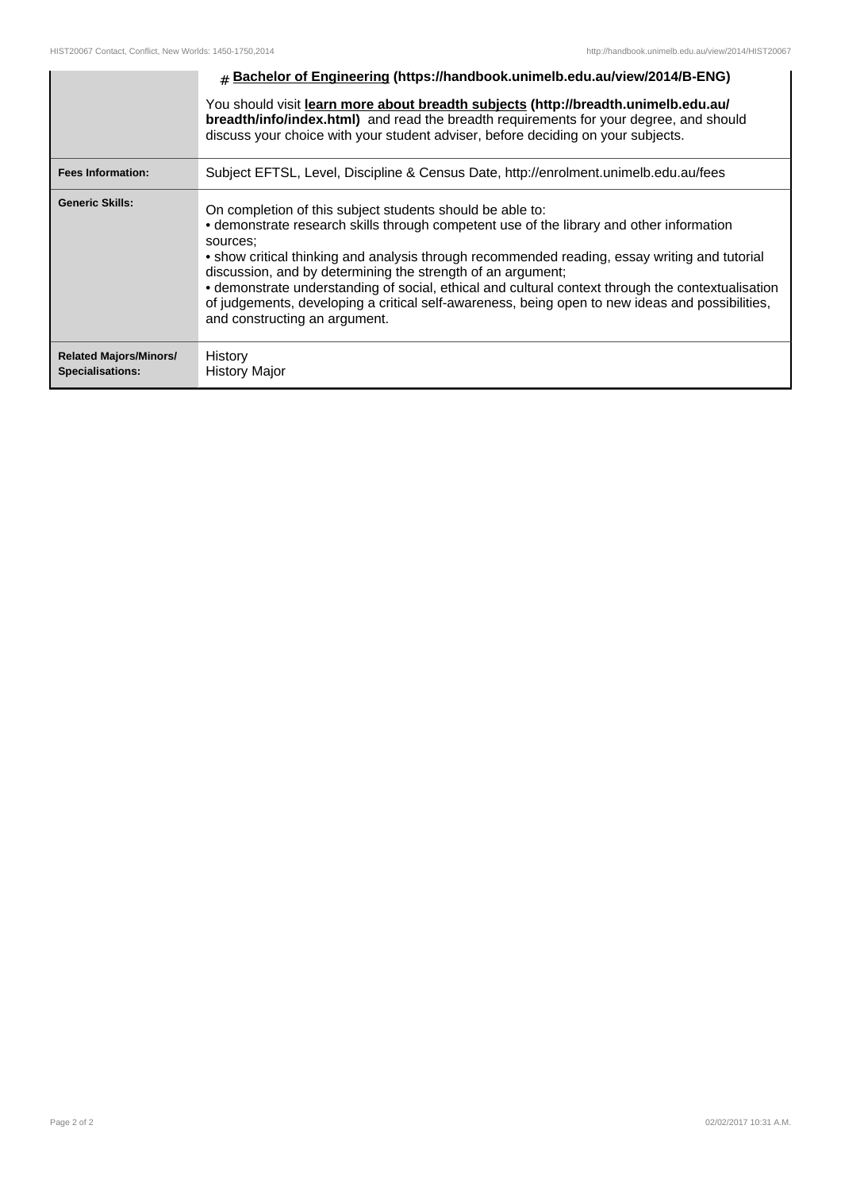| | |
|---|---|
| | # **Bachelor of Engineering (https://handbook.unimelb.edu.au/view/2014/B-ENG)**<br><br>You should visit **learn more about breadth subjects (http://breadth.unimelb.edu.au/breadth/info/index.html)** and read the breadth requirements for your degree, and should discuss your choice with your student adviser, before deciding on your subjects. |
| **Fees Information:** | Subject EFTSL, Level, Discipline & Census Date, http://enrolment.unimelb.edu.au/fees |
| **Generic Skills:** | On completion of this subject students should be able to:<br>• demonstrate research skills through competent use of the library and other information sources;<br>• show critical thinking and analysis through recommended reading, essay writing and tutorial discussion, and by determining the strength of an argument;<br>• demonstrate understanding of social, ethical and cultural context through the contextualisation of judgements, developing a critical self-awareness, being open to new ideas and possibilities, and constructing an argument. |
| **Related Majors/Minors/ Specialisations:** | History<br>History Major |